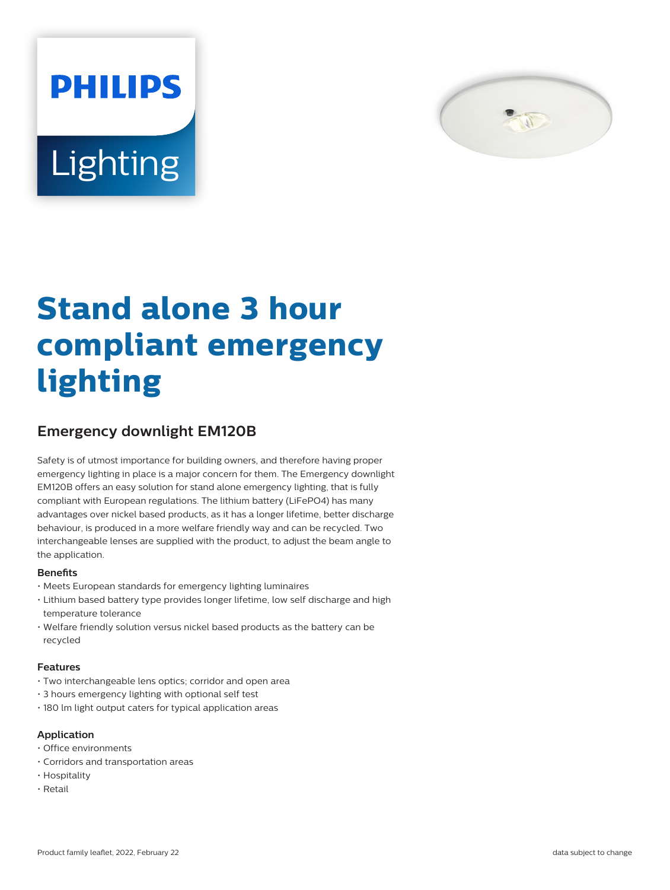PHILIPS

Lighting

# Stand alone 3 hour compliant emergency lighting

## Emergency downlight EM120B

Safety is of utmost importance for building owners, and therefore having proper emergency lighting in place is a major concern for them. The Emergency downlight EM120B offers an easy solution for stand alone emergency lighting, that is fully compliant with European regulations. The lithium battery (LiFePO4) has many advantages over nickel based products, as it has a longer lifetime, better discharge behaviour, is produced in a more welfare friendly way and can be recycled. Two interchangeable lenses are supplied with the product, to adjust the beam angle to the application.

### Benefits

- Meets European standards for emergency lighting luminaires
- Lithium based battery type provides longer lifetime, low self discharge and high temperature tolerance
- Welfare friendly solution versus nickel based products as the battery can be recycled

### Features

- Two interchangeable lens optics; corridor and open area
- 3 hours emergency lighting with optional self test
- 180 lm light output caters for typical application areas

### Application

- Office environments
- Corridors and transportation areas
- Hospitality
- Retail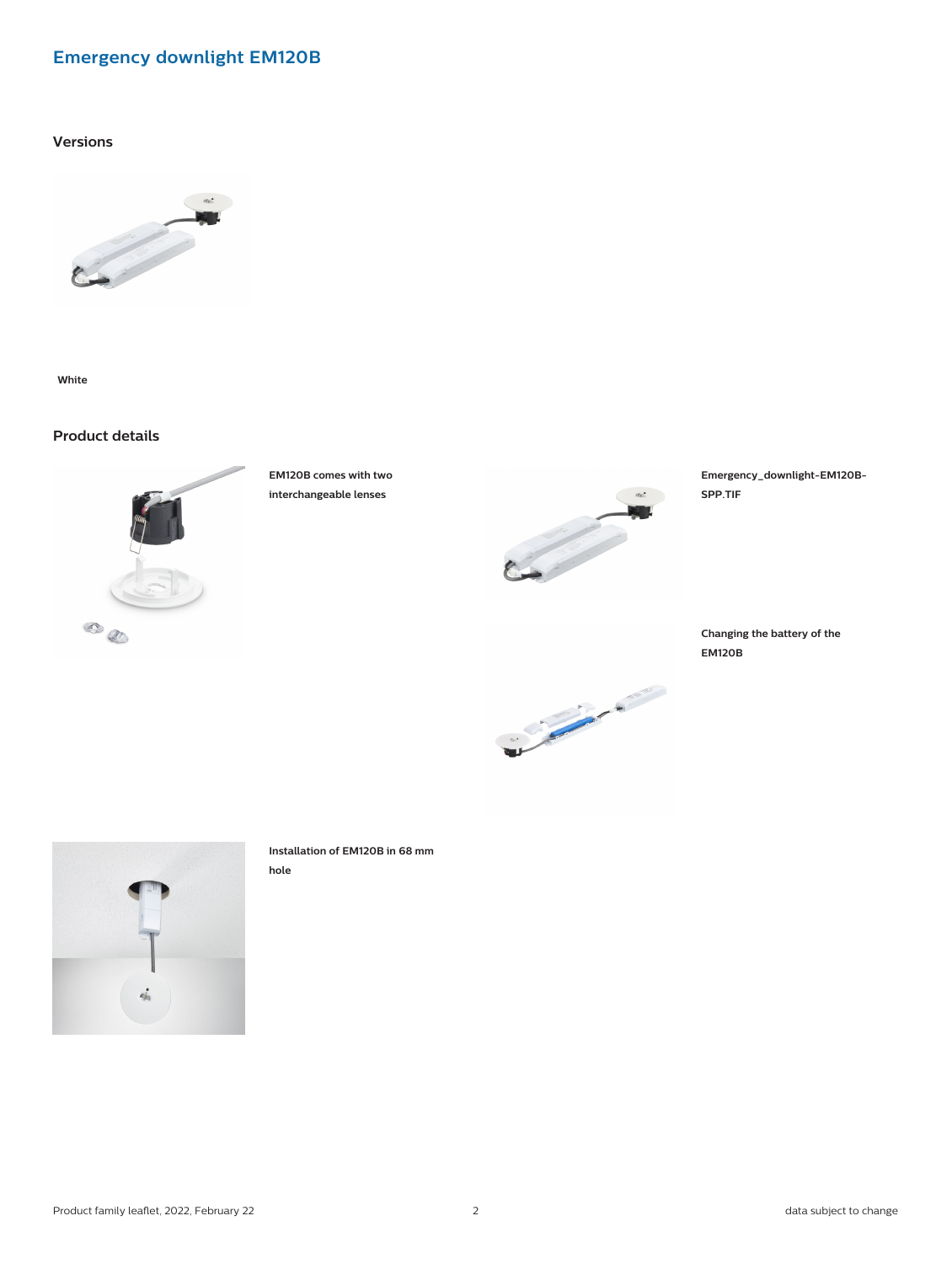# Emergency downlight EM120B

## Versions

White

## Product details

EM120B comes with two interchangeable lenses

Emergency_downlight-EM120B-SPP.TIF

Changing the battery of the EM120B

Installation of EM120B in 68 mm hole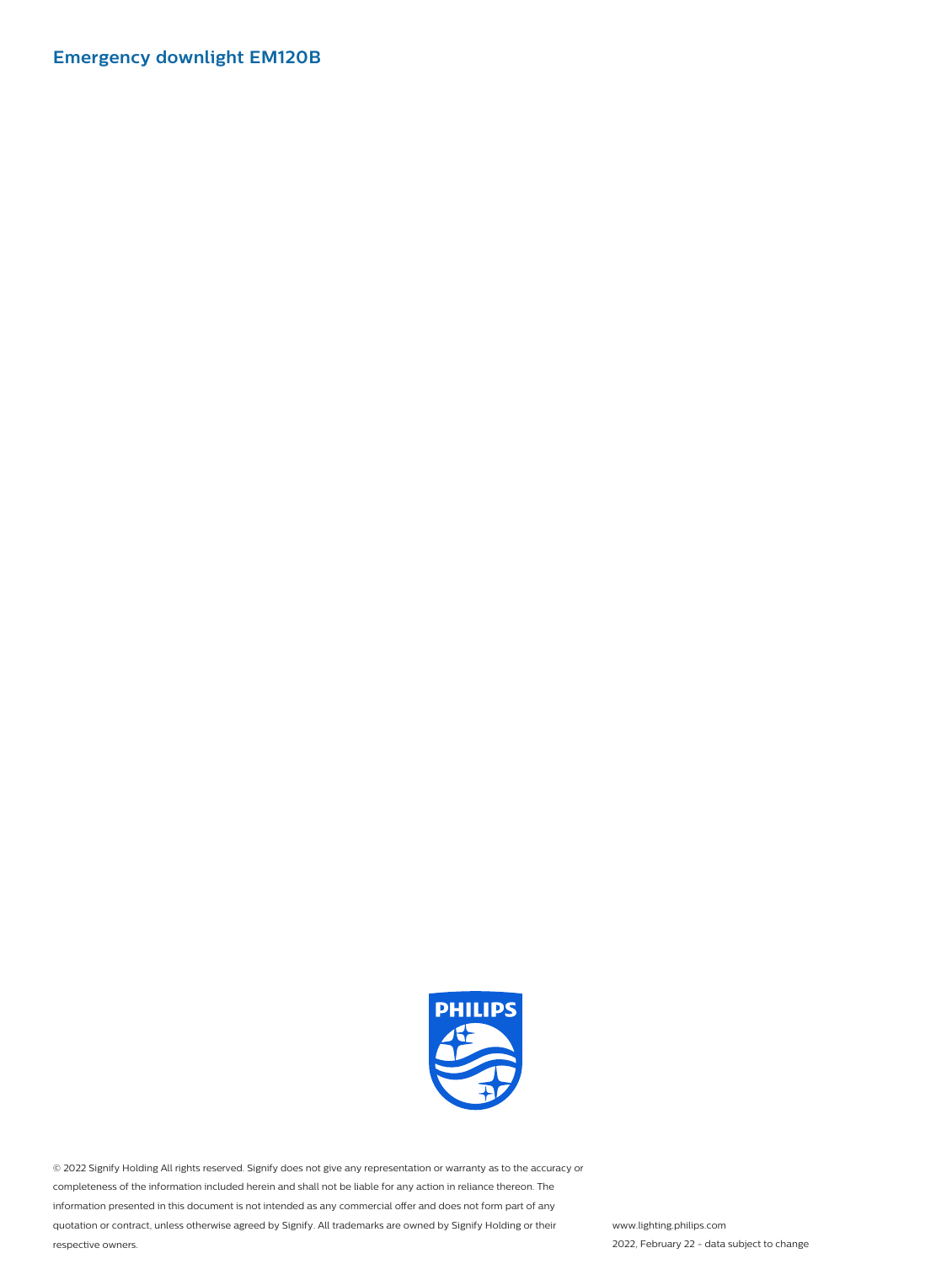© 2022 Signify Holding All rights reserved. Signify does not give any representation or warranty as to the accuracy or completeness of the information included herein and shall not be liable for any action in reliance thereon. The information presented in this document is not intended as any commercial offer and does not form part of any quotation or contract, unless otherwise agreed by Signify. All trademarks are owned by Signify Holding or their respective owners.

www.lighting.philips.com

2022, February 22 - data subject to change